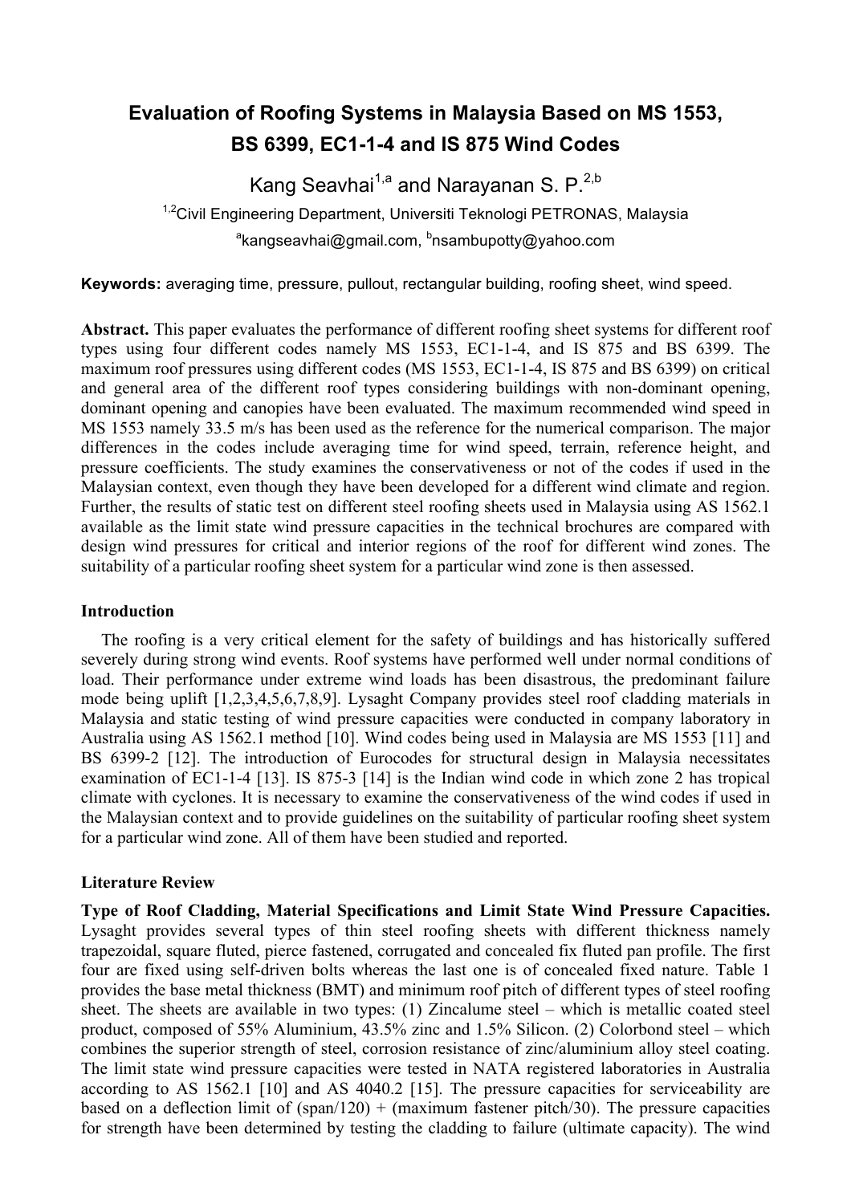# Evaluation of Roofing Systems in Malaysia Based on MS 1553, BS 6399, EC1-1-4 and IS 875 Wind Codes

Kang Seavhai[1,a] and Narayanan S. P.[2,b]

[1,2]Civil Engineering Department, Universiti Teknologi PETRONAS, Malaysia

[a]kangseavhai@gmail.com, [b]nsambupotty@yahoo.com

**Keywords:** averaging time, pressure, pullout, rectangular building, roofing sheet, wind speed.

**Abstract.** This paper evaluates the performance of different roofing sheet systems for different roof types using four different codes namely MS 1553, EC1-1-4, and IS 875 and BS 6399. The maximum roof pressures using different codes (MS 1553, EC1-1-4, IS 875 and BS 6399) on critical and general area of the different roof types considering buildings with non-dominant opening, dominant opening and canopies have been evaluated. The maximum recommended wind speed in MS 1553 namely 33.5 m/s has been used as the reference for the numerical comparison. The major differences in the codes include averaging time for wind speed, terrain, reference height, and pressure coefficients. The study examines the conservativeness or not of the codes if used in the Malaysian context, even though they have been developed for a different wind climate and region. Further, the results of static test on different steel roofing sheets used in Malaysia using AS 1562.1 available as the limit state wind pressure capacities in the technical brochures are compared with design wind pressures for critical and interior regions of the roof for different wind zones. The suitability of a particular roofing sheet system for a particular wind zone is then assessed.

## Introduction

The roofing is a very critical element for the safety of buildings and has historically suffered severely during strong wind events. Roof systems have performed well under normal conditions of load. Their performance under extreme wind loads has been disastrous, the predominant failure mode being uplift [1,2,3,4,5,6,7,8,9]. Lysaght Company provides steel roof cladding materials in Malaysia and static testing of wind pressure capacities were conducted in company laboratory in Australia using AS 1562.1 method [10]. Wind codes being used in Malaysia are MS 1553 [11] and BS 6399-2 [12]. The introduction of Eurocodes for structural design in Malaysia necessitates examination of EC1-1-4 [13]. IS 875-3 [14] is the Indian wind code in which zone 2 has tropical climate with cyclones. It is necessary to examine the conservativeness of the wind codes if used in the Malaysian context and to provide guidelines on the suitability of particular roofing sheet system for a particular wind zone. All of them have been studied and reported.

## Literature Review

**Type of Roof Cladding, Material Specifications and Limit State Wind Pressure Capacities.** Lysaght provides several types of thin steel roofing sheets with different thickness namely trapezoidal, square fluted, pierce fastened, corrugated and concealed fix fluted pan profile. The first four are fixed using self-driven bolts whereas the last one is of concealed fixed nature. Table 1 provides the base metal thickness (BMT) and minimum roof pitch of different types of steel roofing sheet. The sheets are available in two types: (1) Zincalume steel – which is metallic coated steel product, composed of 55% Aluminium, 43.5% zinc and 1.5% Silicon. (2) Colorbond steel – which combines the superior strength of steel, corrosion resistance of zinc/aluminium alloy steel coating. The limit state wind pressure capacities were tested in NATA registered laboratories in Australia according to AS 1562.1 [10] and AS 4040.2 [15]. The pressure capacities for serviceability are based on a deflection limit of (span/120) + (maximum fastener pitch/30). The pressure capacities for strength have been determined by testing the cladding to failure (ultimate capacity). The wind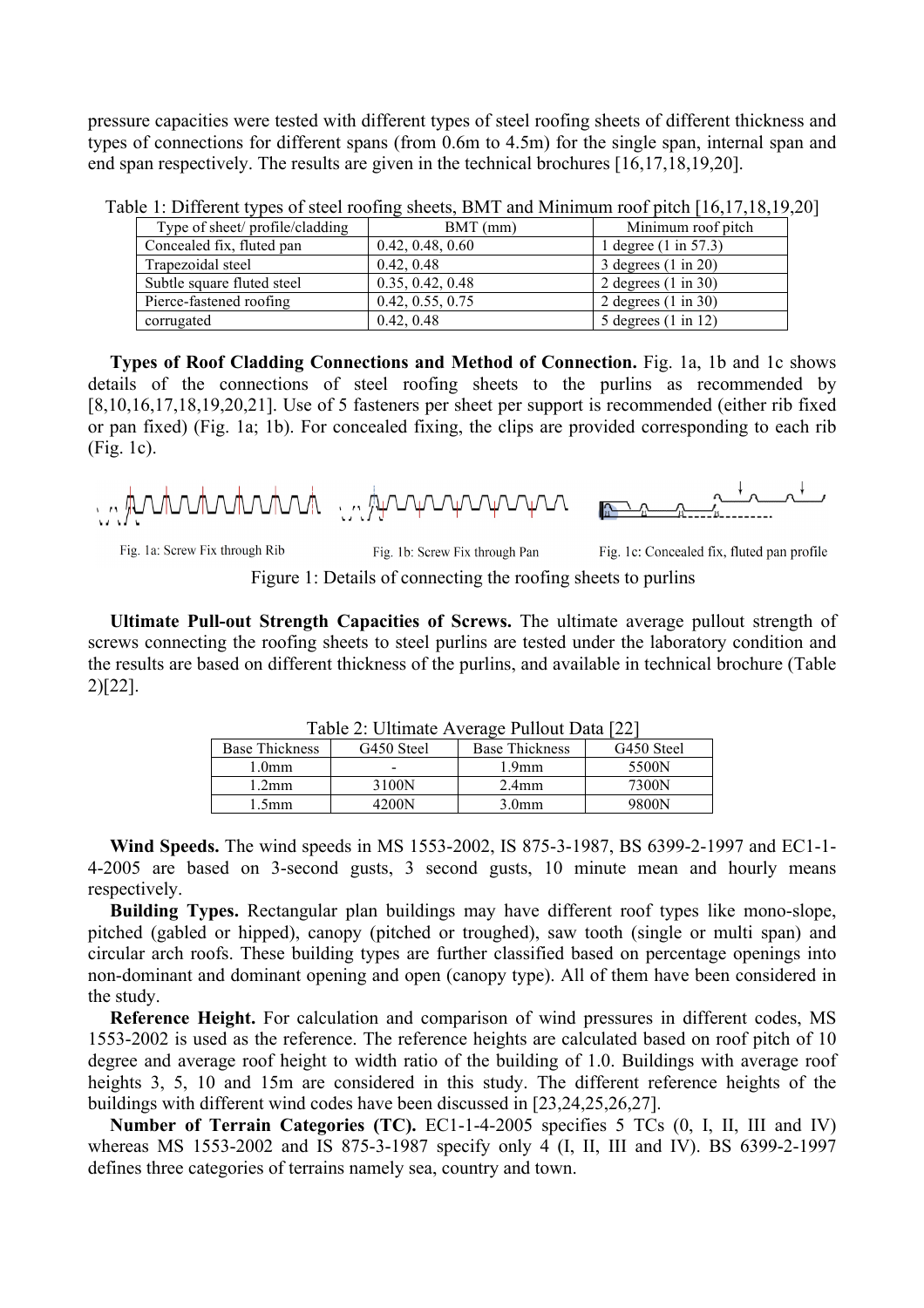pressure capacities were tested with different types of steel roofing sheets of different thickness and types of connections for different spans (from 0.6m to 4.5m) for the single span, internal span and end span respectively. The results are given in the technical brochures [16,17,18,19,20].

Table 1: Different types of steel roofing sheets, BMT and Minimum roof pitch [16,17,18,19,20]

| Type of sheet/ profile/cladding | BMT (mm) | Minimum roof pitch |
| --- | --- | --- |
| Concealed fix, fluted pan | 0.42, 0.48, 0.60 | 1 degree (1 in 57.3) |
| Trapezoidal steel | 0.42, 0.48 | 3 degrees (1 in 20) |
| Subtle square fluted steel | 0.35, 0.42, 0.48 | 2 degrees (1 in 30) |
| Pierce-fastened roofing | 0.42, 0.55, 0.75 | 2 degrees (1 in 30) |
| corrugated | 0.42, 0.48 | 5 degrees (1 in 12) |

**Types of Roof Cladding Connections and Method of Connection.** Fig. 1a, 1b and 1c shows details of the connections of steel roofing sheets to the purlins as recommended by [8,10,16,17,18,19,20,21]. Use of 5 fasteners per sheet per support is recommended (either rib fixed or pan fixed) (Fig. 1a; 1b). For concealed fixing, the clips are provided corresponding to each rib (Fig. 1c).

Fig. 1a: Screw Fix through Rib

Fig. 1b: Screw Fix through Pan

Fig. 1c: Concealed fix, fluted pan profile

Figure 1: Details of connecting the roofing sheets to purlins

**Ultimate Pull-out Strength Capacities of Screws.** The ultimate average pullout strength of screws connecting the roofing sheets to steel purlins are tested under the laboratory condition and the results are based on different thickness of the purlins, and available in technical brochure (Table 2)[22].

Table 2: Ultimate Average Pullout Data [22]

| Base Thickness | G450 Steel | Base Thickness | G450 Steel |
| --- | --- | --- | --- |
| 1.0mm | - | 1.9mm | 5500N |
| 1.2mm | 3100N | 2.4mm | 7300N |
| 1.5mm | 4200N | 3.0mm | 9800N |

**Wind Speeds.** The wind speeds in MS 1553-2002, IS 875-3-1987, BS 6399-2-1997 and EC1-1-4-2005 are based on 3-second gusts, 3 second gusts, 10 minute mean and hourly means respectively.

**Building Types.** Rectangular plan buildings may have different roof types like mono-slope, pitched (gabled or hipped), canopy (pitched or troughed), saw tooth (single or multi span) and circular arch roofs. These building types are further classified based on percentage openings into non-dominant and dominant opening and open (canopy type). All of them have been considered in the study.

**Reference Height.** For calculation and comparison of wind pressures in different codes, MS 1553-2002 is used as the reference. The reference heights are calculated based on roof pitch of 10 degree and average roof height to width ratio of the building of 1.0. Buildings with average roof heights 3, 5, 10 and 15m are considered in this study. The different reference heights of the buildings with different wind codes have been discussed in [23,24,25,26,27].

**Number of Terrain Categories (TC).** EC1-1-4-2005 specifies 5 TCs (0, I, II, III and IV) whereas MS 1553-2002 and IS 875-3-1987 specify only 4 (I, II, III and IV). BS 6399-2-1997 defines three categories of terrains namely sea, country and town.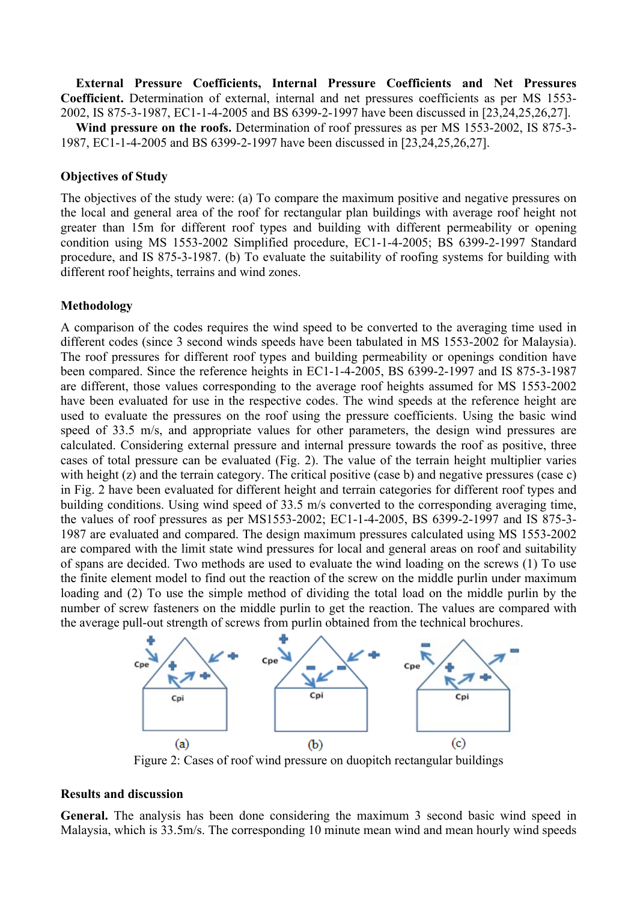**External Pressure Coefficients, Internal Pressure Coefficients and Net Pressures Coefficient.** Determination of external, internal and net pressures coefficients as per MS 1553-2002, IS 875-3-1987, EC1-1-4-2005 and BS 6399-2-1997 have been discussed in [23,24,25,26,27].

**Wind pressure on the roofs.** Determination of roof pressures as per MS 1553-2002, IS 875-3-1987, EC1-1-4-2005 and BS 6399-2-1997 have been discussed in [23,24,25,26,27].

### Objectives of Study

The objectives of the study were: (a) To compare the maximum positive and negative pressures on the local and general area of the roof for rectangular plan buildings with average roof height not greater than 15m for different roof types and building with different permeability or opening condition using MS 1553-2002 Simplified procedure, EC1-1-4-2005; BS 6399-2-1997 Standard procedure, and IS 875-3-1987. (b) To evaluate the suitability of roofing systems for building with different roof heights, terrains and wind zones.

### Methodology

A comparison of the codes requires the wind speed to be converted to the averaging time used in different codes (since 3 second winds speeds have been tabulated in MS 1553-2002 for Malaysia). The roof pressures for different roof types and building permeability or openings condition have been compared. Since the reference heights in EC1-1-4-2005, BS 6399-2-1997 and IS 875-3-1987 are different, those values corresponding to the average roof heights assumed for MS 1553-2002 have been evaluated for use in the respective codes. The wind speeds at the reference height are used to evaluate the pressures on the roof using the pressure coefficients. Using the basic wind speed of 33.5 m/s, and appropriate values for other parameters, the design wind pressures are calculated. Considering external pressure and internal pressure towards the roof as positive, three cases of total pressure can be evaluated (Fig. 2). The value of the terrain height multiplier varies with height (z) and the terrain category. The critical positive (case b) and negative pressures (case c) in Fig. 2 have been evaluated for different height and terrain categories for different roof types and building conditions. Using wind speed of 33.5 m/s converted to the corresponding averaging time, the values of roof pressures as per MS1553-2002; EC1-1-4-2005, BS 6399-2-1997 and IS 875-3-1987 are evaluated and compared. The design maximum pressures calculated using MS 1553-2002 are compared with the limit state wind pressures for local and general areas on roof and suitability of spans are decided. Two methods are used to evaluate the wind loading on the screws (1) To use the finite element model to find out the reaction of the screw on the middle purlin under maximum loading and (2) To use the simple method of dividing the total load on the middle purlin by the number of screw fasteners on the middle purlin to get the reaction. The values are compared with the average pull-out strength of screws from purlin obtained from the technical brochures.

Figure 2: Cases of roof wind pressure on duopitch rectangular buildings

### Results and discussion

**General.** The analysis has been done considering the maximum 3 second basic wind speed in Malaysia, which is 33.5m/s. The corresponding 10 minute mean wind and mean hourly wind speeds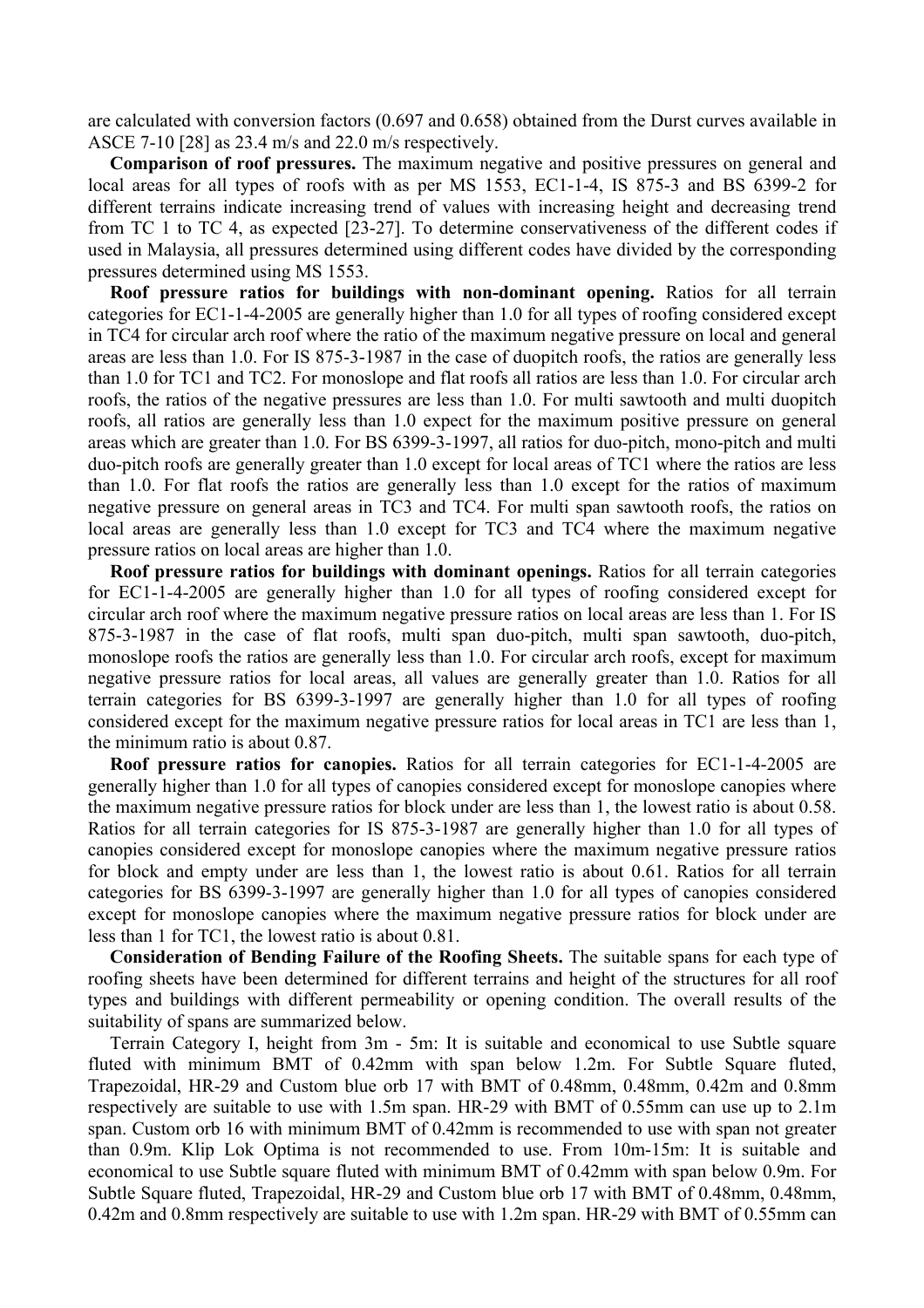are calculated with conversion factors (0.697 and 0.658) obtained from the Durst curves available in ASCE 7-10 [28] as 23.4 m/s and 22.0 m/s respectively.

**Comparison of roof pressures.** The maximum negative and positive pressures on general and local areas for all types of roofs with as per MS 1553, EC1-1-4, IS 875-3 and BS 6399-2 for different terrains indicate increasing trend of values with increasing height and decreasing trend from TC 1 to TC 4, as expected [23-27]. To determine conservativeness of the different codes if used in Malaysia, all pressures determined using different codes have divided by the corresponding pressures determined using MS 1553.

**Roof pressure ratios for buildings with non-dominant opening.** Ratios for all terrain categories for EC1-1-4-2005 are generally higher than 1.0 for all types of roofing considered except in TC4 for circular arch roof where the ratio of the maximum negative pressure on local and general areas are less than 1.0. For IS 875-3-1987 in the case of duopitch roofs, the ratios are generally less than 1.0 for TC1 and TC2. For monoslope and flat roofs all ratios are less than 1.0. For circular arch roofs, the ratios of the negative pressures are less than 1.0. For multi sawtooth and multi duopitch roofs, all ratios are generally less than 1.0 expect for the maximum positive pressure on general areas which are greater than 1.0. For BS 6399-3-1997, all ratios for duo-pitch, mono-pitch and multi duo-pitch roofs are generally greater than 1.0 except for local areas of TC1 where the ratios are less than 1.0. For flat roofs the ratios are generally less than 1.0 except for the ratios of maximum negative pressure on general areas in TC3 and TC4. For multi span sawtooth roofs, the ratios on local areas are generally less than 1.0 except for TC3 and TC4 where the maximum negative pressure ratios on local areas are higher than 1.0.

**Roof pressure ratios for buildings with dominant openings.** Ratios for all terrain categories for EC1-1-4-2005 are generally higher than 1.0 for all types of roofing considered except for circular arch roof where the maximum negative pressure ratios on local areas are less than 1. For IS 875-3-1987 in the case of flat roofs, multi span duo-pitch, multi span sawtooth, duo-pitch, monoslope roofs the ratios are generally less than 1.0. For circular arch roofs, except for maximum negative pressure ratios for local areas, all values are generally greater than 1.0. Ratios for all terrain categories for BS 6399-3-1997 are generally higher than 1.0 for all types of roofing considered except for the maximum negative pressure ratios for local areas in TC1 are less than 1, the minimum ratio is about 0.87.

**Roof pressure ratios for canopies.** Ratios for all terrain categories for EC1-1-4-2005 are generally higher than 1.0 for all types of canopies considered except for monoslope canopies where the maximum negative pressure ratios for block under are less than 1, the lowest ratio is about 0.58. Ratios for all terrain categories for IS 875-3-1987 are generally higher than 1.0 for all types of canopies considered except for monoslope canopies where the maximum negative pressure ratios for block and empty under are less than 1, the lowest ratio is about 0.61. Ratios for all terrain categories for BS 6399-3-1997 are generally higher than 1.0 for all types of canopies considered except for monoslope canopies where the maximum negative pressure ratios for block under are less than 1 for TC1, the lowest ratio is about 0.81.

**Consideration of Bending Failure of the Roofing Sheets.** The suitable spans for each type of roofing sheets have been determined for different terrains and height of the structures for all roof types and buildings with different permeability or opening condition. The overall results of the suitability of spans are summarized below.

Terrain Category I, height from 3m - 5m: It is suitable and economical to use Subtle square fluted with minimum BMT of 0.42mm with span below 1.2m. For Subtle Square fluted, Trapezoidal, HR-29 and Custom blue orb 17 with BMT of 0.48mm, 0.48mm, 0.42m and 0.8mm respectively are suitable to use with 1.5m span. HR-29 with BMT of 0.55mm can use up to 2.1m span. Custom orb 16 with minimum BMT of 0.42mm is recommended to use with span not greater than 0.9m. Klip Lok Optima is not recommended to use. From 10m-15m: It is suitable and economical to use Subtle square fluted with minimum BMT of 0.42mm with span below 0.9m. For Subtle Square fluted, Trapezoidal, HR-29 and Custom blue orb 17 with BMT of 0.48mm, 0.48mm, 0.42m and 0.8mm respectively are suitable to use with 1.2m span. HR-29 with BMT of 0.55mm can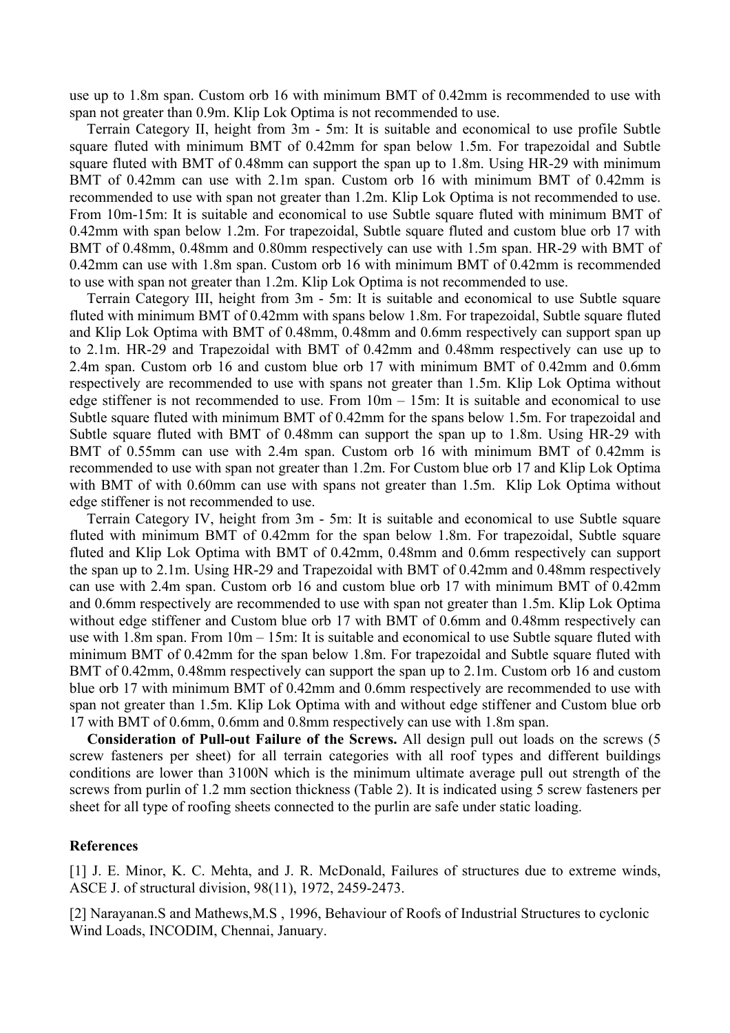use up to 1.8m span. Custom orb 16 with minimum BMT of 0.42mm is recommended to use with span not greater than 0.9m. Klip Lok Optima is not recommended to use.

Terrain Category II, height from 3m - 5m: It is suitable and economical to use profile Subtle square fluted with minimum BMT of 0.42mm for span below 1.5m. For trapezoidal and Subtle square fluted with BMT of 0.48mm can support the span up to 1.8m. Using HR-29 with minimum BMT of 0.42mm can use with 2.1m span. Custom orb 16 with minimum BMT of 0.42mm is recommended to use with span not greater than 1.2m. Klip Lok Optima is not recommended to use. From 10m-15m: It is suitable and economical to use Subtle square fluted with minimum BMT of 0.42mm with span below 1.2m. For trapezoidal, Subtle square fluted and custom blue orb 17 with BMT of 0.48mm, 0.48mm and 0.80mm respectively can use with 1.5m span. HR-29 with BMT of 0.42mm can use with 1.8m span. Custom orb 16 with minimum BMT of 0.42mm is recommended to use with span not greater than 1.2m. Klip Lok Optima is not recommended to use.

Terrain Category III, height from 3m - 5m: It is suitable and economical to use Subtle square fluted with minimum BMT of 0.42mm with spans below 1.8m. For trapezoidal, Subtle square fluted and Klip Lok Optima with BMT of 0.48mm, 0.48mm and 0.6mm respectively can support span up to 2.1m. HR-29 and Trapezoidal with BMT of 0.42mm and 0.48mm respectively can use up to 2.4m span. Custom orb 16 and custom blue orb 17 with minimum BMT of 0.42mm and 0.6mm respectively are recommended to use with spans not greater than 1.5m. Klip Lok Optima without edge stiffener is not recommended to use. From 10m – 15m: It is suitable and economical to use Subtle square fluted with minimum BMT of 0.42mm for the spans below 1.5m. For trapezoidal and Subtle square fluted with BMT of 0.48mm can support the span up to 1.8m. Using HR-29 with BMT of 0.55mm can use with 2.4m span. Custom orb 16 with minimum BMT of 0.42mm is recommended to use with span not greater than 1.2m. For Custom blue orb 17 and Klip Lok Optima with BMT of with 0.60mm can use with spans not greater than 1.5m. Klip Lok Optima without edge stiffener is not recommended to use.

Terrain Category IV, height from 3m - 5m: It is suitable and economical to use Subtle square fluted with minimum BMT of 0.42mm for the span below 1.8m. For trapezoidal, Subtle square fluted and Klip Lok Optima with BMT of 0.42mm, 0.48mm and 0.6mm respectively can support the span up to 2.1m. Using HR-29 and Trapezoidal with BMT of 0.42mm and 0.48mm respectively can use with 2.4m span. Custom orb 16 and custom blue orb 17 with minimum BMT of 0.42mm and 0.6mm respectively are recommended to use with span not greater than 1.5m. Klip Lok Optima without edge stiffener and Custom blue orb 17 with BMT of 0.6mm and 0.48mm respectively can use with 1.8m span. From 10m – 15m: It is suitable and economical to use Subtle square fluted with minimum BMT of 0.42mm for the span below 1.8m. For trapezoidal and Subtle square fluted with BMT of 0.42mm, 0.48mm respectively can support the span up to 2.1m. Custom orb 16 and custom blue orb 17 with minimum BMT of 0.42mm and 0.6mm respectively are recommended to use with span not greater than 1.5m. Klip Lok Optima with and without edge stiffener and Custom blue orb 17 with BMT of 0.6mm, 0.6mm and 0.8mm respectively can use with 1.8m span.

**Consideration of Pull-out Failure of the Screws.** All design pull out loads on the screws (5 screw fasteners per sheet) for all terrain categories with all roof types and different buildings conditions are lower than 3100N which is the minimum ultimate average pull out strength of the screws from purlin of 1.2 mm section thickness (Table 2). It is indicated using 5 screw fasteners per sheet for all type of roofing sheets connected to the purlin are safe under static loading.

## References

[1] J. E. Minor, K. C. Mehta, and J. R. McDonald, Failures of structures due to extreme winds, ASCE J. of structural division, 98(11), 1972, 2459-2473.

[2] Narayanan.S and Mathews,M.S , 1996, Behaviour of Roofs of Industrial Structures to cyclonic Wind Loads, INCODIM, Chennai, January.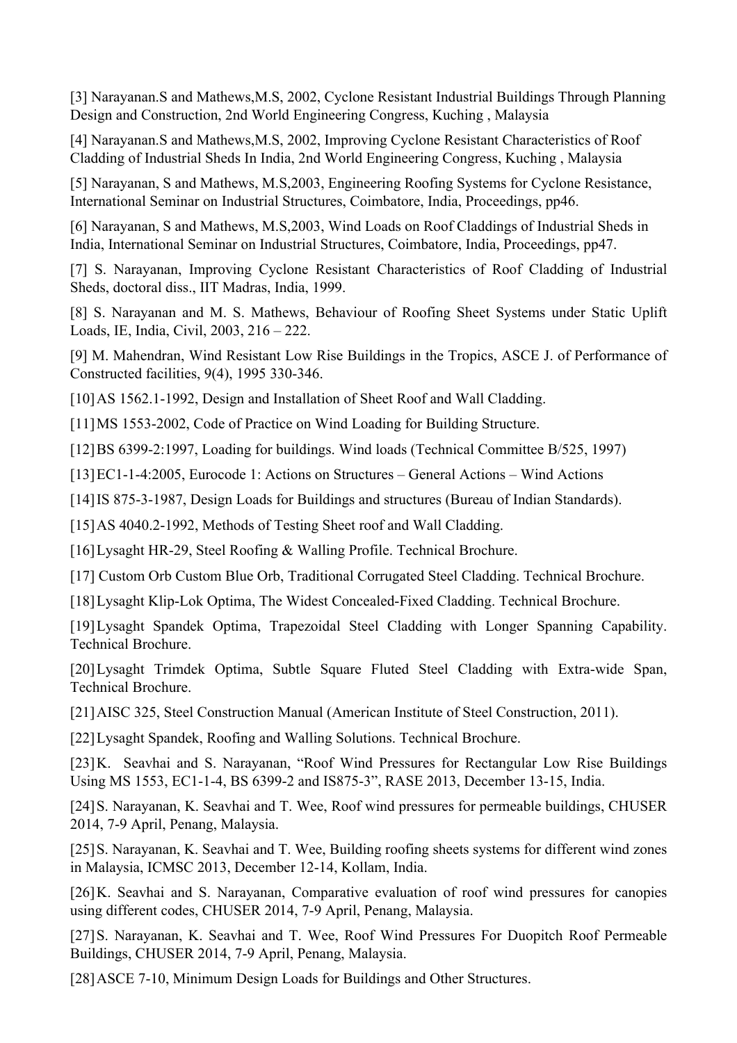[3] Narayanan.S and Mathews,M.S, 2002, Cyclone Resistant Industrial Buildings Through Planning Design and Construction, 2nd World Engineering Congress, Kuching , Malaysia

[4] Narayanan.S and Mathews,M.S, 2002, Improving Cyclone Resistant Characteristics of Roof Cladding of Industrial Sheds In India, 2nd World Engineering Congress, Kuching , Malaysia

[5] Narayanan, S and Mathews, M.S,2003, Engineering Roofing Systems for Cyclone Resistance, International Seminar on Industrial Structures, Coimbatore, India, Proceedings, pp46.

[6] Narayanan, S and Mathews, M.S,2003, Wind Loads on Roof Claddings of Industrial Sheds in India, International Seminar on Industrial Structures, Coimbatore, India, Proceedings, pp47.

[7] S. Narayanan, Improving Cyclone Resistant Characteristics of Roof Cladding of Industrial Sheds, doctoral diss., IIT Madras, India, 1999.

[8] S. Narayanan and M. S. Mathews, Behaviour of Roofing Sheet Systems under Static Uplift Loads, IE, India, Civil, 2003, 216 – 222.

[9] M. Mahendran, Wind Resistant Low Rise Buildings in the Tropics, ASCE J. of Performance of Constructed facilities, 9(4), 1995 330-346.

[10] AS 1562.1-1992, Design and Installation of Sheet Roof and Wall Cladding.

[11] MS 1553-2002, Code of Practice on Wind Loading for Building Structure.

[12] BS 6399-2:1997, Loading for buildings. Wind loads (Technical Committee B/525, 1997)

[13] EC1-1-4:2005, Eurocode 1: Actions on Structures – General Actions – Wind Actions

[14] IS 875-3-1987, Design Loads for Buildings and structures (Bureau of Indian Standards).

[15] AS 4040.2-1992, Methods of Testing Sheet roof and Wall Cladding.

[16] Lysaght HR-29, Steel Roofing & Walling Profile. Technical Brochure.

[17] Custom Orb Custom Blue Orb, Traditional Corrugated Steel Cladding. Technical Brochure.

[18] Lysaght Klip-Lok Optima, The Widest Concealed-Fixed Cladding. Technical Brochure.

[19] Lysaght Spandek Optima, Trapezoidal Steel Cladding with Longer Spanning Capability. Technical Brochure.

[20] Lysaght Trimdek Optima, Subtle Square Fluted Steel Cladding with Extra-wide Span, Technical Brochure.

[21] AISC 325, Steel Construction Manual (American Institute of Steel Construction, 2011).

[22] Lysaght Spandek, Roofing and Walling Solutions. Technical Brochure.

[23] K. Seavhai and S. Narayanan, "Roof Wind Pressures for Rectangular Low Rise Buildings Using MS 1553, EC1-1-4, BS 6399-2 and IS875-3", RASE 2013, December 13-15, India.

[24] S. Narayanan, K. Seavhai and T. Wee, Roof wind pressures for permeable buildings, CHUSER 2014, 7-9 April, Penang, Malaysia.

[25] S. Narayanan, K. Seavhai and T. Wee, Building roofing sheets systems for different wind zones in Malaysia, ICMSC 2013, December 12-14, Kollam, India.

[26] K. Seavhai and S. Narayanan, Comparative evaluation of roof wind pressures for canopies using different codes, CHUSER 2014, 7-9 April, Penang, Malaysia.

[27] S. Narayanan, K. Seavhai and T. Wee, Roof Wind Pressures For Duopitch Roof Permeable Buildings, CHUSER 2014, 7-9 April, Penang, Malaysia.

[28] ASCE 7-10, Minimum Design Loads for Buildings and Other Structures.